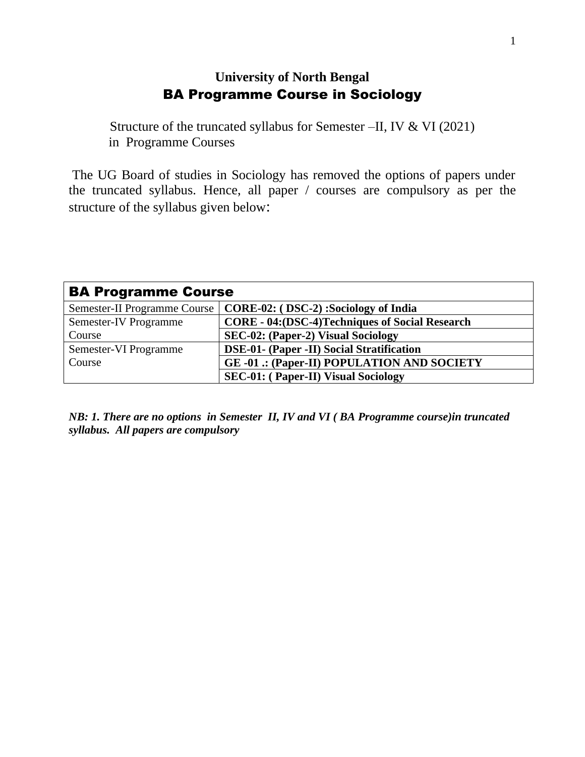# University of North Bengal

## BA Programme Course in Sociology

Structure of the truncated syllabus for Semester –II, IV & VI (2021) in Programme Courses

The UG Board of studies in Sociology has removed the options of papers under the truncated syllabus. Hence, all paper / courses are compulsory as per the structure of the syllabus given below:

| BA Programme Course | |
|---|---|
| Semester-II Programme Course | **CORE-02: ( DSC-2) :Sociology of India** |
| Semester-IV Programme Course | **CORE - 04:(DSC-4)Techniques of Social Research** |
| | **SEC-02: (Paper-2) Visual Sociology** |
| Semester-VI Programme Course | **DSE-01- (Paper -II) Social Stratification** |
| | **GE -01 .: (Paper-II) POPULATION AND SOCIETY** |
| | **SEC-01: ( Paper-II) Visual Sociology** |

***NB: 1. There are no options in Semester II, IV and VI ( BA Programme course)in truncated syllabus. All papers are compulsory***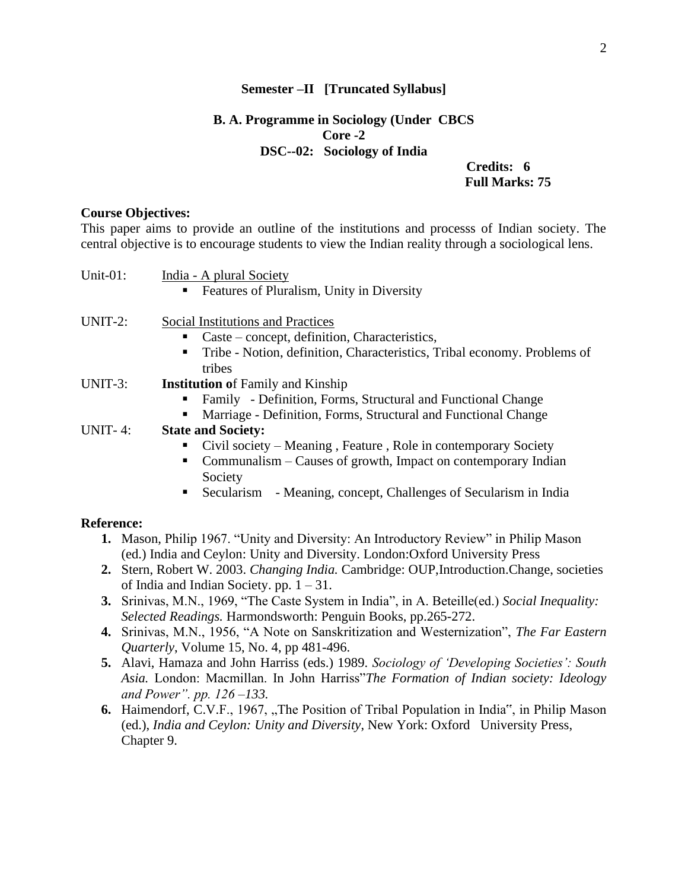**Semester –II [Truncated Syllabus]**

**B. A. Programme in Sociology (Under CBCS**
**Core -2**
**DSC--02: Sociology of India**

**Credits: 6**
**Full Marks: 75**

**Course Objectives:**
This paper aims to provide an outline of the institutions and processs of Indian society. The central objective is to encourage students to view the Indian reality through a sociological lens.

Unit-01: India - A plural Society
- Features of Pluralism, Unity in Diversity

UNIT-2: Social Institutions and Practices
- Caste – concept, definition, Characteristics,
- Tribe - Notion, definition, Characteristics, Tribal economy. Problems of tribes

UNIT-3: **Institution o**f Family and Kinship
- Family - Definition, Forms, Structural and Functional Change
- Marriage - Definition, Forms, Structural and Functional Change

UNIT- 4: **State and Society:**
- Civil society – Meaning , Feature , Role in contemporary Society
- Communalism – Causes of growth, Impact on contemporary Indian Society
- Secularism - Meaning, concept, Challenges of Secularism in India

**Reference:**

1. Mason, Philip 1967. "Unity and Diversity: An Introductory Review" in Philip Mason (ed.) India and Ceylon: Unity and Diversity. London:Oxford University Press
2. Stern, Robert W. 2003. *Changing India.* Cambridge: OUP,Introduction.Change, societies of India and Indian Society. pp. 1 – 31.
3. Srinivas, M.N., 1969, "The Caste System in India", in A. Beteille(ed.) *Social Inequality: Selected Readings.* Harmondsworth: Penguin Books, pp.265-272.
4. Srinivas, M.N., 1956, "A Note on Sanskritization and Westernization", *The Far Eastern Quarterly*, Volume 15, No. 4, pp 481-496.
5. Alavi, Hamaza and John Harriss (eds.) 1989. *Sociology of 'Developing Societies': South Asia.* London: Macmillan. In John Harriss"*The Formation of Indian society: Ideology and Power". pp. 126 –133.*
6. Haimendorf, C.V.F., 1967, „The Position of Tribal Population in India", in Philip Mason (ed.), *India and Ceylon: Unity and Diversity*, New York: Oxford University Press, Chapter 9.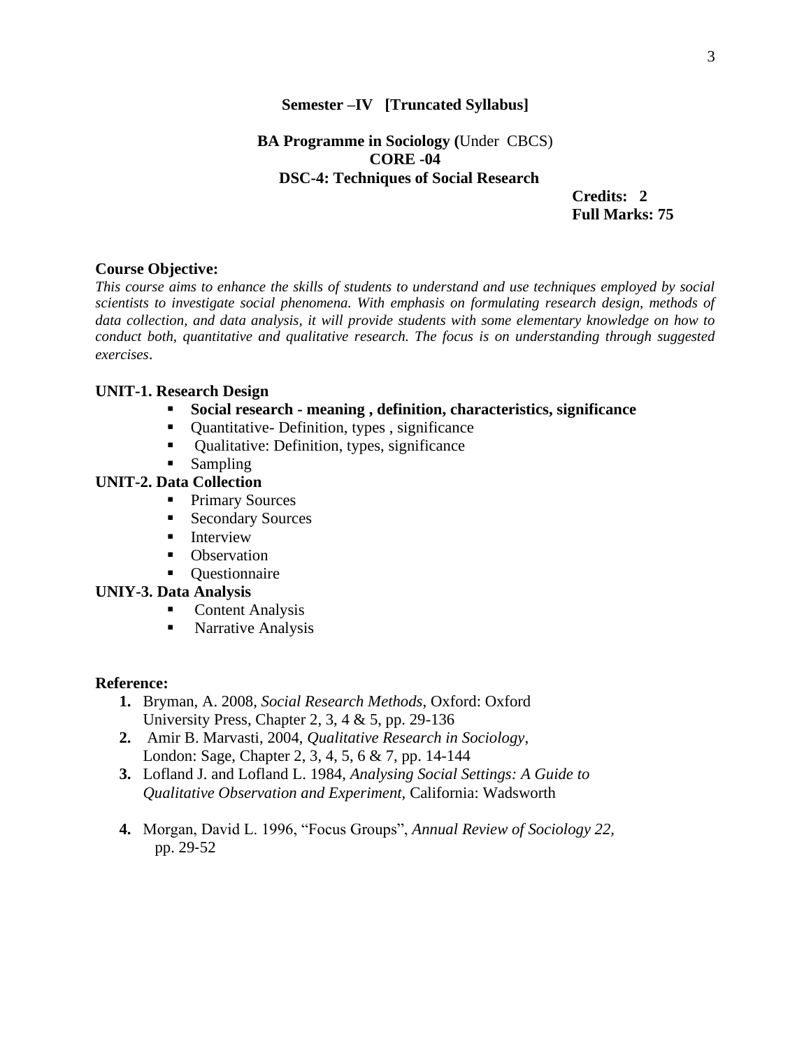**Semester –IV [Truncated Syllabus]**

**BA Programme in Sociology (**Under CBCS)
**CORE -04**
**DSC-4: Techniques of Social Research**

**Credits: 2**
**Full Marks: 75**

**Course Objective:**

*This course aims to enhance the skills of students to understand and use techniques employed by social scientists to investigate social phenomena. With emphasis on formulating research design, methods of data collection, and data analysis, it will provide students with some elementary knowledge on how to conduct both, quantitative and qualitative research. The focus is on understanding through suggested exercises*.

**UNIT-1. Research Design**

- **Social research - meaning , definition, characteristics, significance**
- Quantitative- Definition, types , significance
- Qualitative: Definition, types, significance
- Sampling

**UNIT-2. Data Collection**

- Primary Sources
- Secondary Sources
- Interview
- Observation
- Questionnaire

**UNIY-3. Data Analysis**

- Content Analysis
- Narrative Analysis

**Reference:**

1. Bryman, A. 2008, *Social Research Methods*, Oxford: Oxford University Press, Chapter 2, 3, 4 & 5, pp. 29-136
2. Amir B. Marvasti, 2004, *Qualitative Research in Sociology*, London: Sage, Chapter 2, 3, 4, 5, 6 & 7, pp. 14-144
3. Lofland J. and Lofland L. 1984, *Analysing Social Settings: A Guide to Qualitative Observation and Experiment*, California: Wadsworth
4. Morgan, David L. 1996, "Focus Groups", *Annual Review of Sociology 22,* pp. 29-52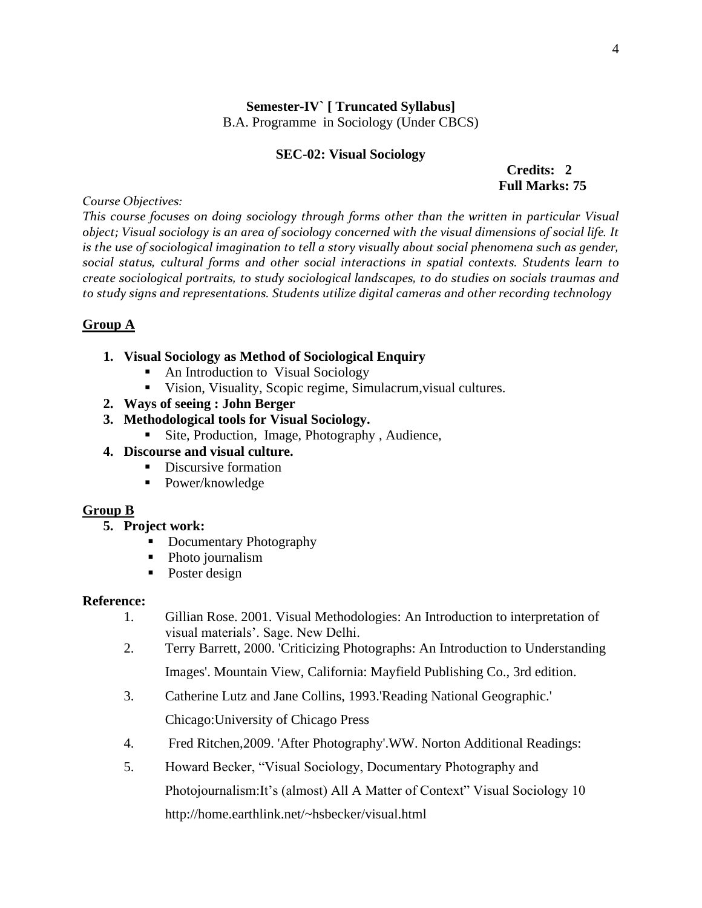**Semester-IV` [ Truncated Syllabus]**
B.A. Programme in Sociology (Under CBCS)

## SEC-02: Visual Sociology

**Credits: 2**
**Full Marks: 75**

*Course Objectives:*

*This course focuses on doing sociology through forms other than the written in particular Visual object; Visual sociology is an area of sociology concerned with the visual dimensions of social life. It is the use of sociological imagination to tell a story visually about social phenomena such as gender, social status, cultural forms and other social interactions in spatial contexts. Students learn to create sociological portraits, to study sociological landscapes, to do studies on socials traumas and to study signs and representations. Students utilize digital cameras and other recording technology*

### Group A

1. **Visual Sociology as Method of Sociological Enquiry**
   - An Introduction to Visual Sociology
   - Vision, Visuality, Scopic regime, Simulacrum,visual cultures.
2. **Ways of seeing : John Berger**
3. **Methodological tools for Visual Sociology.**
   - Site, Production, Image, Photography , Audience,
4. **Discourse and visual culture.**
   - Discursive formation
   - Power/knowledge

### Group B

5. **Project work:**
   - Documentary Photography
   - Photo journalism
   - Poster design

**Reference:**

1. Gillian Rose. 2001. Visual Methodologies: An Introduction to interpretation of visual materials'. Sage. New Delhi.
2. Terry Barrett, 2000. 'Criticizing Photographs: An Introduction to Understanding Images'. Mountain View, California: Mayfield Publishing Co., 3rd edition.
3. Catherine Lutz and Jane Collins, 1993.'Reading National Geographic.' Chicago:University of Chicago Press
4. Fred Ritchen,2009. 'After Photography'.WW. Norton Additional Readings:
5. Howard Becker, "Visual Sociology, Documentary Photography and Photojournalism:It's (almost) All A Matter of Context" Visual Sociology 10 http://home.earthlink.net/~hsbecker/visual.html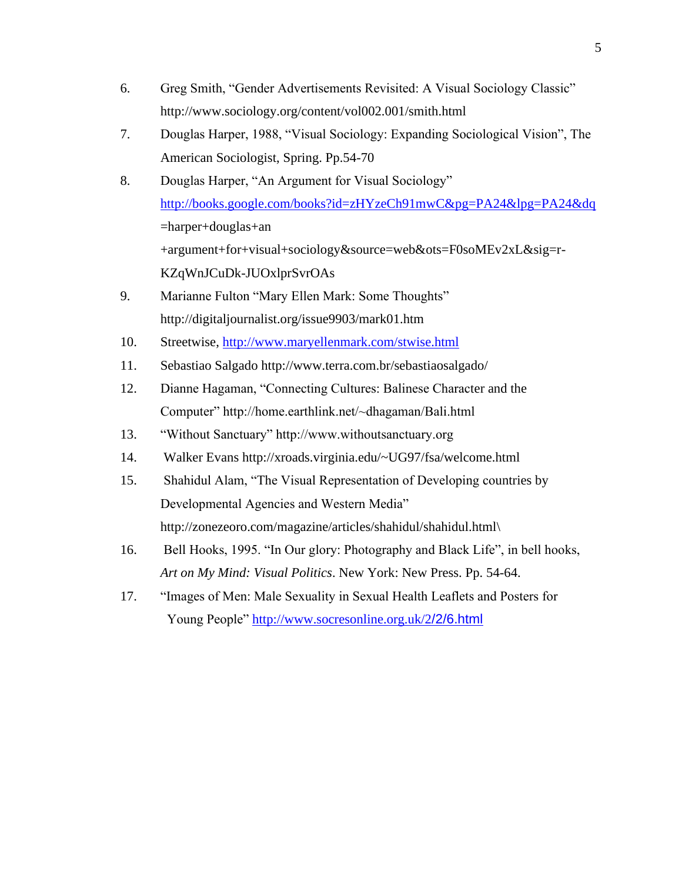6. Greg Smith, “Gender Advertisements Revisited: A Visual Sociology Classic” http://www.sociology.org/content/vol002.001/smith.html
7. Douglas Harper, 1988, “Visual Sociology: Expanding Sociological Vision”, The American Sociologist, Spring. Pp.54-70
8. Douglas Harper, “An Argument for Visual Sociology” http://books.google.com/books?id=zHYzeCh91mwC&pg=PA24&lpg=PA24&dq=harper+douglas+an+argument+for+visual+sociology&source=web&ots=F0soMEv2xL&sig=r-KZqWnJCuDk-JUOxlprSvrOAs
9. Marianne Fulton “Mary Ellen Mark: Some Thoughts” http://digitaljournalist.org/issue9903/mark01.htm
10. Streetwise, http://www.maryellenmark.com/stwise.html
11. Sebastiao Salgado http://www.terra.com.br/sebastiaosalgado/
12. Dianne Hagaman, “Connecting Cultures: Balinese Character and the Computer” http://home.earthlink.net/~dhagaman/Bali.html
13. “Without Sanctuary” http://www.withoutsanctuary.org
14. Walker Evans http://xroads.virginia.edu/~UG97/fsa/welcome.html
15. Shahidul Alam, “The Visual Representation of Developing countries by Developmental Agencies and Western Media” http://zonezeoro.com/magazine/articles/shahidul/shahidul.html\
16. Bell Hooks, 1995. “In Our glory: Photography and Black Life”, in bell hooks, *Art on My Mind: Visual Politics*. New York: New Press. Pp. 54-64.
17. “Images of Men: Male Sexuality in Sexual Health Leaflets and Posters for Young People” http://www.socresonline.org.uk/2/2/6.html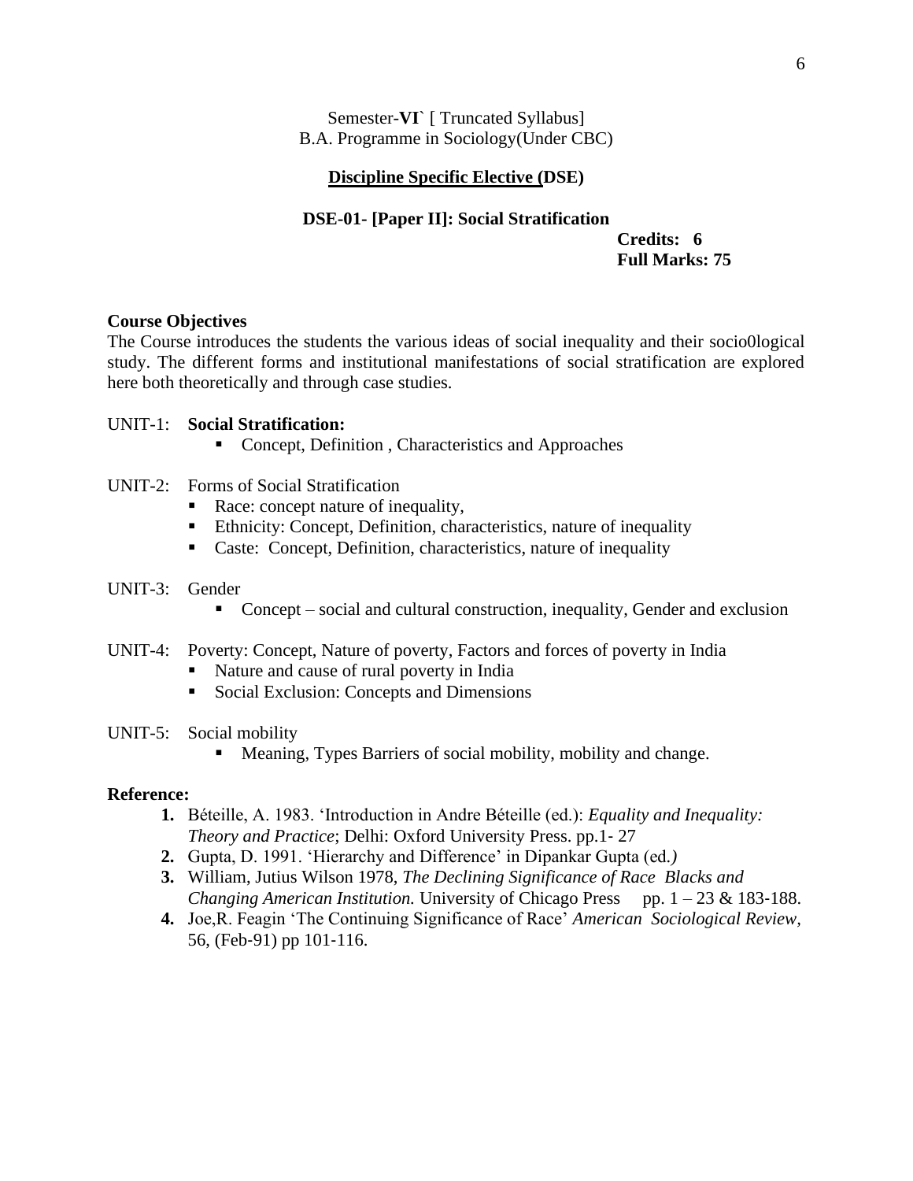Semester-**VI**` [ Truncated Syllabus]
B.A. Programme in Sociology(Under CBC)

## Discipline Specific Elective (DSE)

### DSE-01- [Paper II]: Social Stratification

**Credits: 6**
**Full Marks: 75**

**Course Objectives**

The Course introduces the students the various ideas of social inequality and their socio0logical study. The different forms and institutional manifestations of social stratification are explored here both theoretically and through case studies.

UNIT-1: **Social Stratification:**

- Concept, Definition , Characteristics and Approaches

UNIT-2: Forms of Social Stratification

- Race: concept nature of inequality,
- Ethnicity: Concept, Definition, characteristics, nature of inequality
- Caste: Concept, Definition, characteristics, nature of inequality

UNIT-3: Gender

- Concept – social and cultural construction, inequality, Gender and exclusion

UNIT-4: Poverty: Concept, Nature of poverty, Factors and forces of poverty in India

- Nature and cause of rural poverty in India
- Social Exclusion: Concepts and Dimensions

UNIT-5: Social mobility

- Meaning, Types Barriers of social mobility, mobility and change.

**Reference:**

1. Béteille, A. 1983. 'Introduction in Andre Béteille (ed.): *Equality and Inequality: Theory and Practice*; Delhi: Oxford University Press. pp.1- 27
2. Gupta, D. 1991. 'Hierarchy and Difference' in Dipankar Gupta (ed.*)*
3. William, Jutius Wilson 1978, *The Declining Significance of Race Blacks and Changing American Institution.* University of Chicago Press pp. 1 – 23 & 183-188.
4. Joe,R. Feagin 'The Continuing Significance of Race' *American Sociological Review*, 56, (Feb-91) pp 101-116.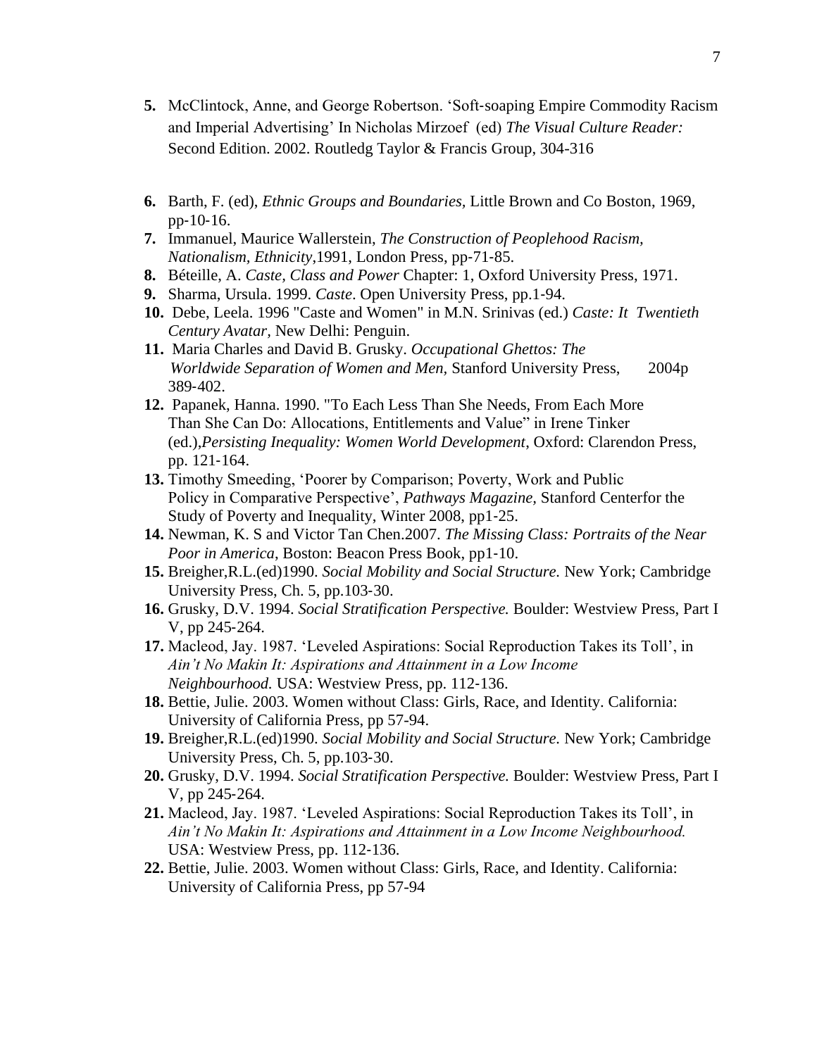5. McClintock, Anne, and George Robertson. 'Soft-soaping Empire Commodity Racism and Imperial Advertising' In Nicholas Mirzoef (ed) *The Visual Culture Reader:* Second Edition. 2002. Routledg Taylor & Francis Group, 304-316

6. Barth, F. (ed), *Ethnic Groups and Boundaries,* Little Brown and Co Boston, 1969, pp-10-16.
7. Immanuel, Maurice Wallerstein, *The Construction of Peoplehood Racism, Nationalism, Ethnicity,*1991, London Press, pp-71-85.
8. Béteille, A. *Caste, Class and Power* Chapter: 1, Oxford University Press, 1971.
9. Sharma, Ursula. 1999. *Caste*. Open University Press, pp.1-94.
10. Debe, Leela. 1996 "Caste and Women" in M.N. Srinivas (ed.) *Caste: It Twentieth Century Avatar,* New Delhi: Penguin.
11. Maria Charles and David B. Grusky. *Occupational Ghettos: The Worldwide Separation of Women and Men,* Stanford University Press, 2004p 389-402.
12. Papanek, Hanna. 1990. "To Each Less Than She Needs, From Each More Than She Can Do: Allocations, Entitlements and Value" in Irene Tinker (ed.),*Persisting Inequality: Women World Development*, Oxford: Clarendon Press, pp. 121-164.
13. Timothy Smeeding, 'Poorer by Comparison; Poverty, Work and Public Policy in Comparative Perspective', *Pathways Magazine,* Stanford Centerfor the Study of Poverty and Inequality, Winter 2008, pp1-25.
14. Newman, K. S and Victor Tan Chen.2007. *The Missing Class: Portraits of the Near Poor in America,* Boston: Beacon Press Book, pp1-10.
15. Breigher,R.L.(ed)1990. *Social Mobility and Social Structure.* New York; Cambridge University Press, Ch. 5, pp.103-30.
16. Grusky, D.V. 1994. *Social Stratification Perspective.* Boulder: Westview Press, Part I V, pp 245-264.
17. Macleod, Jay. 1987. 'Leveled Aspirations: Social Reproduction Takes its Toll', in *Ain't No Makin It: Aspirations and Attainment in a Low Income Neighbourhood.* USA: Westview Press, pp. 112-136.
18. Bettie, Julie. 2003. Women without Class: Girls, Race, and Identity. California: University of California Press, pp 57-94.
19. Breigher,R.L.(ed)1990. *Social Mobility and Social Structure.* New York; Cambridge University Press, Ch. 5, pp.103-30.
20. Grusky, D.V. 1994. *Social Stratification Perspective.* Boulder: Westview Press, Part I V, pp 245-264.
21. Macleod, Jay. 1987. 'Leveled Aspirations: Social Reproduction Takes its Toll', in *Ain't No Makin It: Aspirations and Attainment in a Low Income Neighbourhood.* USA: Westview Press, pp. 112-136.
22. Bettie, Julie. 2003. Women without Class: Girls, Race, and Identity. California: University of California Press, pp 57-94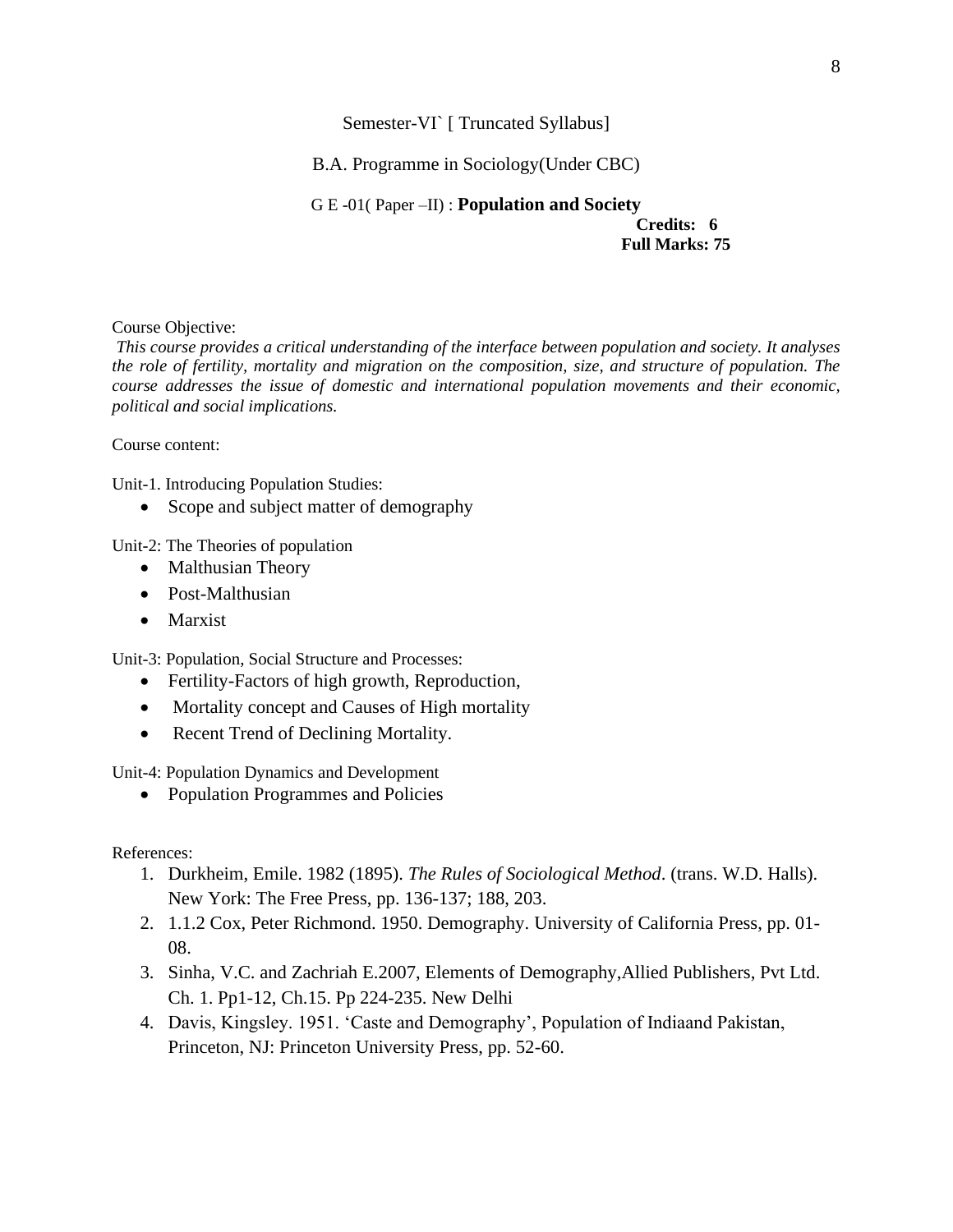Semester-VI` [ Truncated Syllabus]

B.A. Programme in Sociology(Under CBC)

G E -01( Paper –II) : **Population and Society**

**Credits: 6**
**Full Marks: 75**

Course Objective:

*This course provides a critical understanding of the interface between population and society. It analyses the role of fertility, mortality and migration on the composition, size, and structure of population. The course addresses the issue of domestic and international population movements and their economic, political and social implications.*

Course content:

Unit-1. Introducing Population Studies:

- Scope and subject matter of demography

Unit-2: The Theories of population

- Malthusian Theory
- Post-Malthusian
- Marxist

Unit-3: Population, Social Structure and Processes:

- Fertility-Factors of high growth, Reproduction,
- Mortality concept and Causes of High mortality
- Recent Trend of Declining Mortality.

Unit-4: Population Dynamics and Development

- Population Programmes and Policies

References:

1. Durkheim, Emile. 1982 (1895). *The Rules of Sociological Method*. (trans. W.D. Halls). New York: The Free Press, pp. 136-137; 188, 203.
2. 1.1.2 Cox, Peter Richmond. 1950. Demography. University of California Press, pp. 01-08.
3. Sinha, V.C. and Zachriah E.2007, Elements of Demography,Allied Publishers, Pvt Ltd. Ch. 1. Pp1-12, Ch.15. Pp 224-235. New Delhi
4. Davis, Kingsley. 1951. 'Caste and Demography', Population of Indiaand Pakistan, Princeton, NJ: Princeton University Press, pp. 52-60.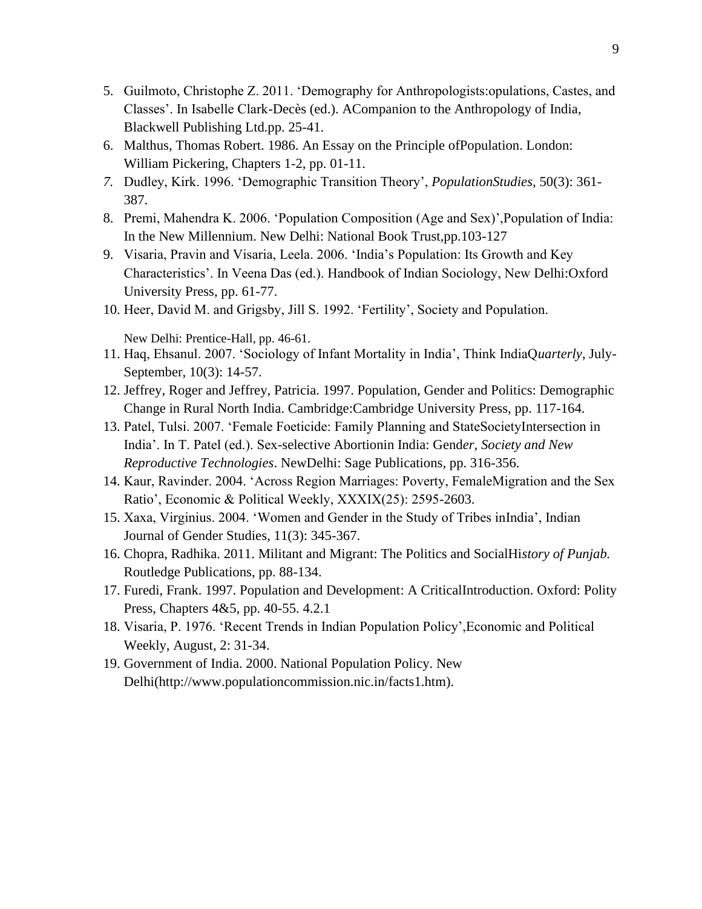5. Guilmoto, Christophe Z. 2011. 'Demography for Anthropologists:opulations, Castes, and Classes'. In Isabelle Clark-Decès (ed.). ACompanion to the Anthropology of India, Blackwell Publishing Ltd.pp. 25-41.
6. Malthus, Thomas Robert. 1986. An Essay on the Principle ofPopulation. London: William Pickering, Chapters 1-2, pp. 01-11.
7. Dudley, Kirk. 1996. 'Demographic Transition Theory', *PopulationStudies,* 50(3): 361-387.
8. Premi, Mahendra K. 2006. 'Population Composition (Age and Sex)',Population of India: In the New Millennium. New Delhi: National Book Trust,pp.103-127
9. Visaria, Pravin and Visaria, Leela. 2006. 'India's Population: Its Growth and Key Characteristics'. In Veena Das (ed.). Handbook of Indian Sociology, New Delhi:Oxford University Press, pp. 61-77.
10. Heer, David M. and Grigsby, Jill S. 1992. 'Fertility', Society and Population.

    New Delhi: Prentice-Hall, pp. 46-61.
11. Haq, Ehsanul. 2007. 'Sociology of Infant Mortality in India', Think IndiaQ*uarterly*, July-September, 10(3): 14-57.
12. Jeffrey, Roger and Jeffrey, Patricia. 1997. Population, Gender and Politics: Demographic Change in Rural North India. Cambridge:Cambridge University Press, pp. 117-164.
13. Patel, Tulsi. 2007. 'Female Foeticide: Family Planning and StateSocietyIntersection in India'. In T. Patel (ed.). Sex-selective Abortionin India: Gend*er, Society and New Reproductive Technologies*. NewDelhi: Sage Publications, pp. 316-356.
14. Kaur, Ravinder. 2004. 'Across Region Marriages: Poverty, FemaleMigration and the Sex Ratio', Economic & Political Weekly, XXXIX(25): 2595-2603.
15. Xaxa, Virginius. 2004. 'Women and Gender in the Study of Tribes inIndia', Indian Journal of Gender Studies, 11(3): 345-367.
16. Chopra, Radhika. 2011. Militant and Migrant: The Politics and SocialHi*story of Punjab.* Routledge Publications, pp. 88-134.
17. Furedi, Frank. 1997. Population and Development: A CriticalIntroduction. Oxford: Polity Press, Chapters 4&5, pp. 40-55. 4.2.1
18. Visaria, P. 1976. 'Recent Trends in Indian Population Policy',Economic and Political Weekly, August, 2: 31-34.
19. Government of India. 2000. National Population Policy. New Delhi(http://www.populationcommission.nic.in/facts1.htm).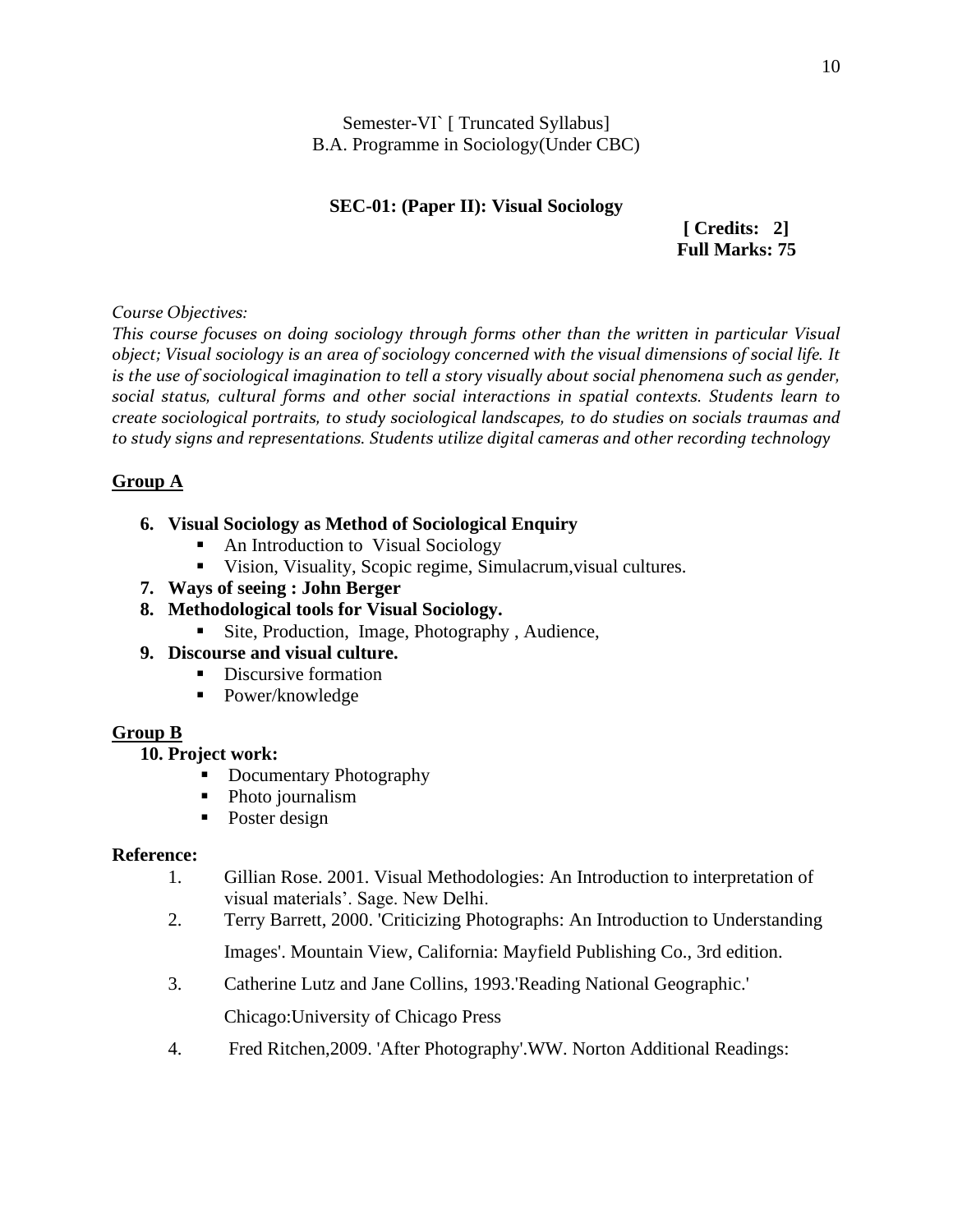Semester-VI` [ Truncated Syllabus]
B.A. Programme in Sociology(Under CBC)

**SEC-01: (Paper II): Visual Sociology**

**[ Credits: 2]**
**Full Marks: 75**

*Course Objectives:*
*This course focuses on doing sociology through forms other than the written in particular Visual object; Visual sociology is an area of sociology concerned with the visual dimensions of social life. It is the use of sociological imagination to tell a story visually about social phenomena such as gender, social status, cultural forms and other social interactions in spatial contexts. Students learn to create sociological portraits, to study sociological landscapes, to do studies on socials traumas and to study signs and representations. Students utilize digital cameras and other recording technology*

## Group A

6. **Visual Sociology as Method of Sociological Enquiry**
   - An Introduction to Visual Sociology
   - Vision, Visuality, Scopic regime, Simulacrum,visual cultures.
7. **Ways of seeing : John Berger**
8. **Methodological tools for Visual Sociology.**
   - Site, Production, Image, Photography , Audience,
9. **Discourse and visual culture.**
   - Discursive formation
   - Power/knowledge

## Group B

10. **Project work:**
    - Documentary Photography
    - Photo journalism
    - Poster design

**Reference:**

1. Gillian Rose. 2001. Visual Methodologies: An Introduction to interpretation of visual materials'. Sage. New Delhi.
2. Terry Barrett, 2000. 'Criticizing Photographs: An Introduction to Understanding Images'. Mountain View, California: Mayfield Publishing Co., 3rd edition.
3. Catherine Lutz and Jane Collins, 1993.'Reading National Geographic.' Chicago:University of Chicago Press
4. Fred Ritchen,2009. 'After Photography'.WW. Norton Additional Readings: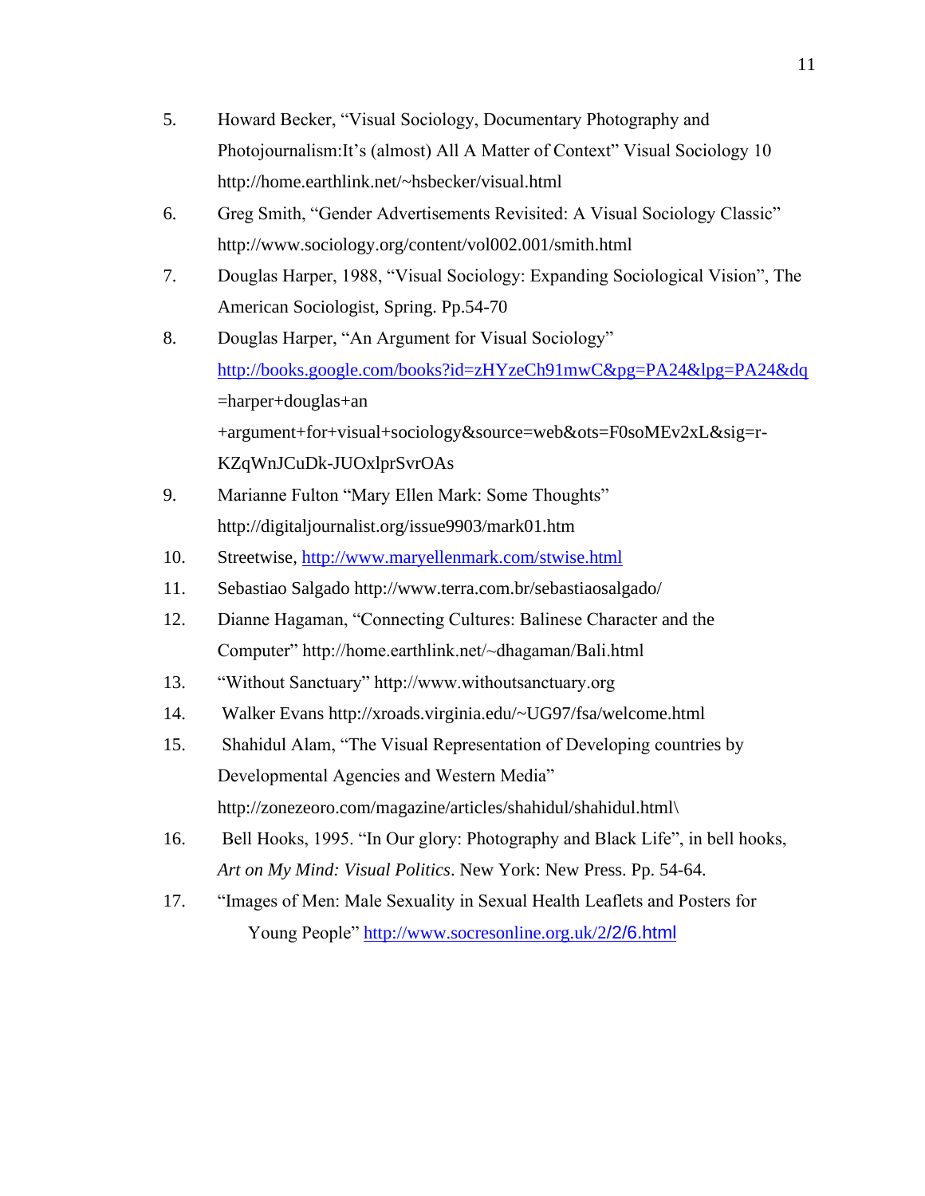5. Howard Becker, "Visual Sociology, Documentary Photography and Photojournalism:It's (almost) All A Matter of Context" Visual Sociology 10 http://home.earthlink.net/~hsbecker/visual.html
6. Greg Smith, "Gender Advertisements Revisited: A Visual Sociology Classic" http://www.sociology.org/content/vol002.001/smith.html
7. Douglas Harper, 1988, "Visual Sociology: Expanding Sociological Vision", The American Sociologist, Spring. Pp.54-70
8. Douglas Harper, "An Argument for Visual Sociology" http://books.google.com/books?id=zHYzeCh91mwC&pg=PA24&lpg=PA24&dq =harper+douglas+an +argument+for+visual+sociology&source=web&ots=F0soMEv2xL&sig=r-KZqWnJCuDk-JUOxlprSvrOAs
9. Marianne Fulton "Mary Ellen Mark: Some Thoughts" http://digitaljournalist.org/issue9903/mark01.htm
10. Streetwise, http://www.maryellenmark.com/stwise.html
11. Sebastiao Salgado http://www.terra.com.br/sebastiaosalgado/
12. Dianne Hagaman, "Connecting Cultures: Balinese Character and the Computer" http://home.earthlink.net/~dhagaman/Bali.html
13. "Without Sanctuary" http://www.withoutsanctuary.org
14. Walker Evans http://xroads.virginia.edu/~UG97/fsa/welcome.html
15. Shahidul Alam, "The Visual Representation of Developing countries by Developmental Agencies and Western Media" http://zonezeoro.com/magazine/articles/shahidul/shahidul.html\
16. Bell Hooks, 1995. "In Our glory: Photography and Black Life", in bell hooks, *Art on My Mind: Visual Politics*. New York: New Press. Pp. 54-64.
17. "Images of Men: Male Sexuality in Sexual Health Leaflets and Posters for Young People" http://www.socresonline.org.uk/2/2/6.html